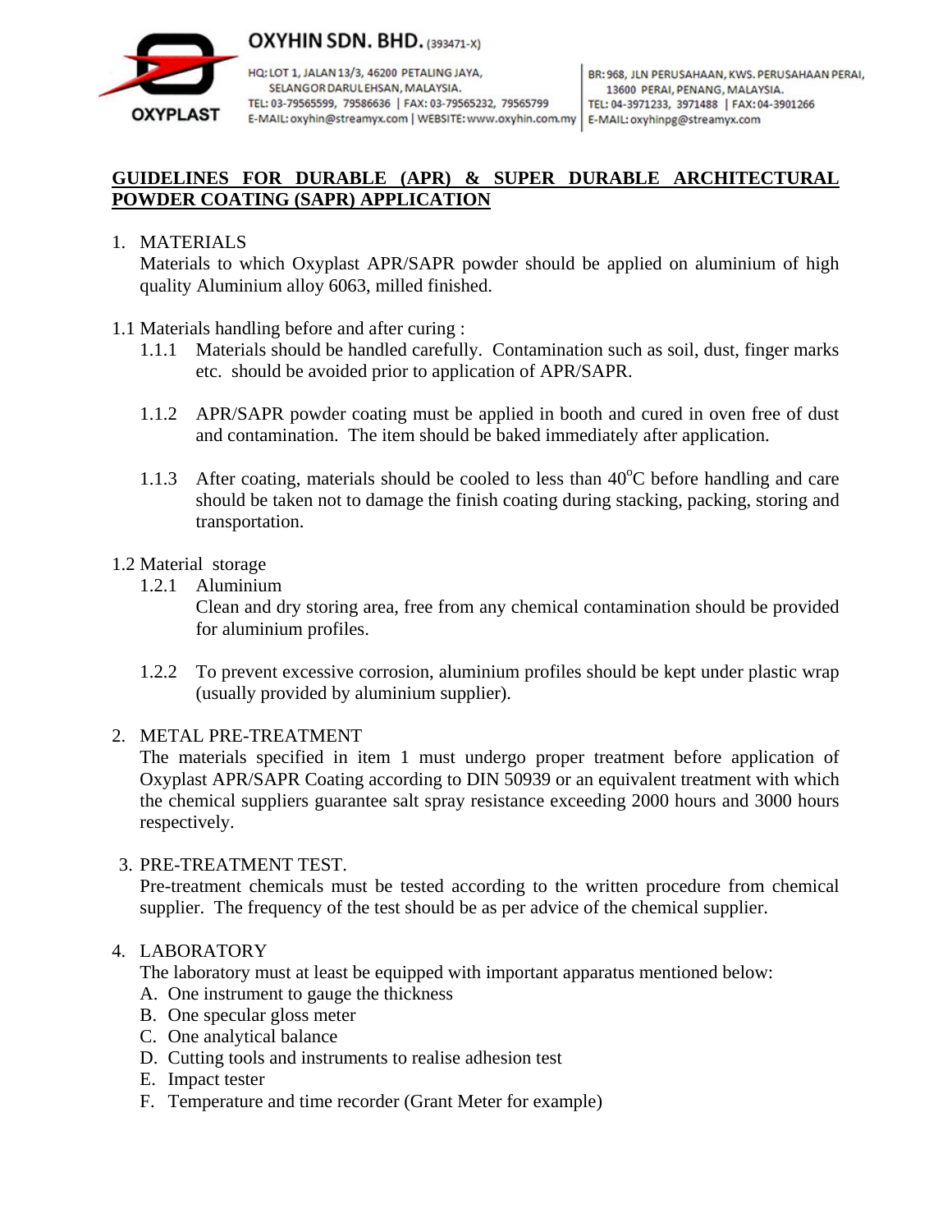**OXYHIN SDN. BHD.** (393471-X)

OXYPLAST

HQ: LOT 1, JALAN 13/3, 46200 PETALING JAYA, SELANGOR DARUL EHSAN, MALAYSIA.
TEL: 03-79565599, 79586636 | FAX: 03-79565232, 79565799
E-MAIL: oxyhin@streamyx.com | WEBSITE: www.oxyhin.com.my

BR: 968, JLN PERUSAHAAN, KWS. PERUSAHAAN PERAI, 13600 PERAI, PENANG, MALAYSIA.
TEL: 04-3971233, 3971488 | FAX: 04-3901266
E-MAIL: oxyhinpg@streamyx.com

# GUIDELINES FOR DURABLE (APR) & SUPER DURABLE ARCHITECTURAL POWDER COATING (SAPR) APPLICATION

1. MATERIALS

   Materials to which Oxyplast APR/SAPR powder should be applied on aluminium of high quality Aluminium alloy 6063, milled finished.

1.1 Materials handling before and after curing :

- 1.1.1 Materials should be handled carefully. Contamination such as soil, dust, finger marks etc. should be avoided prior to application of APR/SAPR.

- 1.1.2 APR/SAPR powder coating must be applied in booth and cured in oven free of dust and contamination. The item should be baked immediately after application.

- 1.1.3 After coating, materials should be cooled to less than 40°C before handling and care should be taken not to damage the finish coating during stacking, packing, storing and transportation.

1.2 Material storage

- 1.2.1 Aluminium

  Clean and dry storing area, free from any chemical contamination should be provided for aluminium profiles.

- 1.2.2 To prevent excessive corrosion, aluminium profiles should be kept under plastic wrap (usually provided by aluminium supplier).

2. METAL PRE-TREATMENT

   The materials specified in item 1 must undergo proper treatment before application of Oxyplast APR/SAPR Coating according to DIN 50939 or an equivalent treatment with which the chemical suppliers guarantee salt spray resistance exceeding 2000 hours and 3000 hours respectively.

3. PRE-TREATMENT TEST.

   Pre-treatment chemicals must be tested according to the written procedure from chemical supplier. The frequency of the test should be as per advice of the chemical supplier.

4. LABORATORY

   The laboratory must at least be equipped with important apparatus mentioned below:

   A. One instrument to gauge the thickness
   B. One specular gloss meter
   C. One analytical balance
   D. Cutting tools and instruments to realise adhesion test
   E. Impact tester
   F. Temperature and time recorder (Grant Meter for example)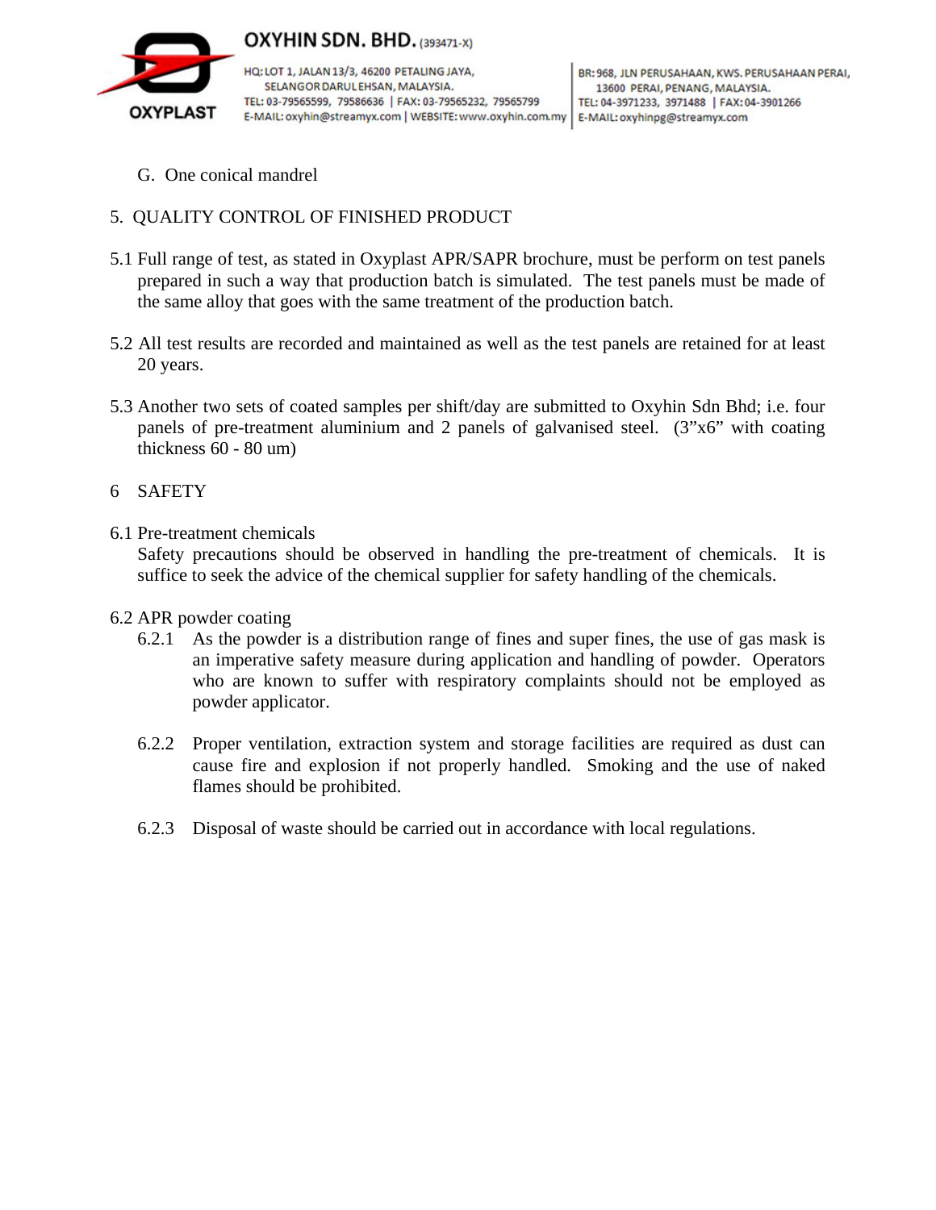G. One conical mandrel

## 5. QUALITY CONTROL OF FINISHED PRODUCT

5.1 Full range of test, as stated in Oxyplast APR/SAPR brochure, must be perform on test panels prepared in such a way that production batch is simulated. The test panels must be made of the same alloy that goes with the same treatment of the production batch.

5.2 All test results are recorded and maintained as well as the test panels are retained for at least 20 years.

5.3 Another two sets of coated samples per shift/day are submitted to Oxyhin Sdn Bhd; i.e. four panels of pre-treatment aluminium and 2 panels of galvanised steel. (3"x6" with coating thickness 60 - 80 um)

## 6 SAFETY

6.1 Pre-treatment chemicals

Safety precautions should be observed in handling the pre-treatment of chemicals. It is suffice to seek the advice of the chemical supplier for safety handling of the chemicals.

6.2 APR powder coating

6.2.1 As the powder is a distribution range of fines and super fines, the use of gas mask is an imperative safety measure during application and handling of powder. Operators who are known to suffer with respiratory complaints should not be employed as powder applicator.

6.2.2 Proper ventilation, extraction system and storage facilities are required as dust can cause fire and explosion if not properly handled. Smoking and the use of naked flames should be prohibited.

6.2.3 Disposal of waste should be carried out in accordance with local regulations.